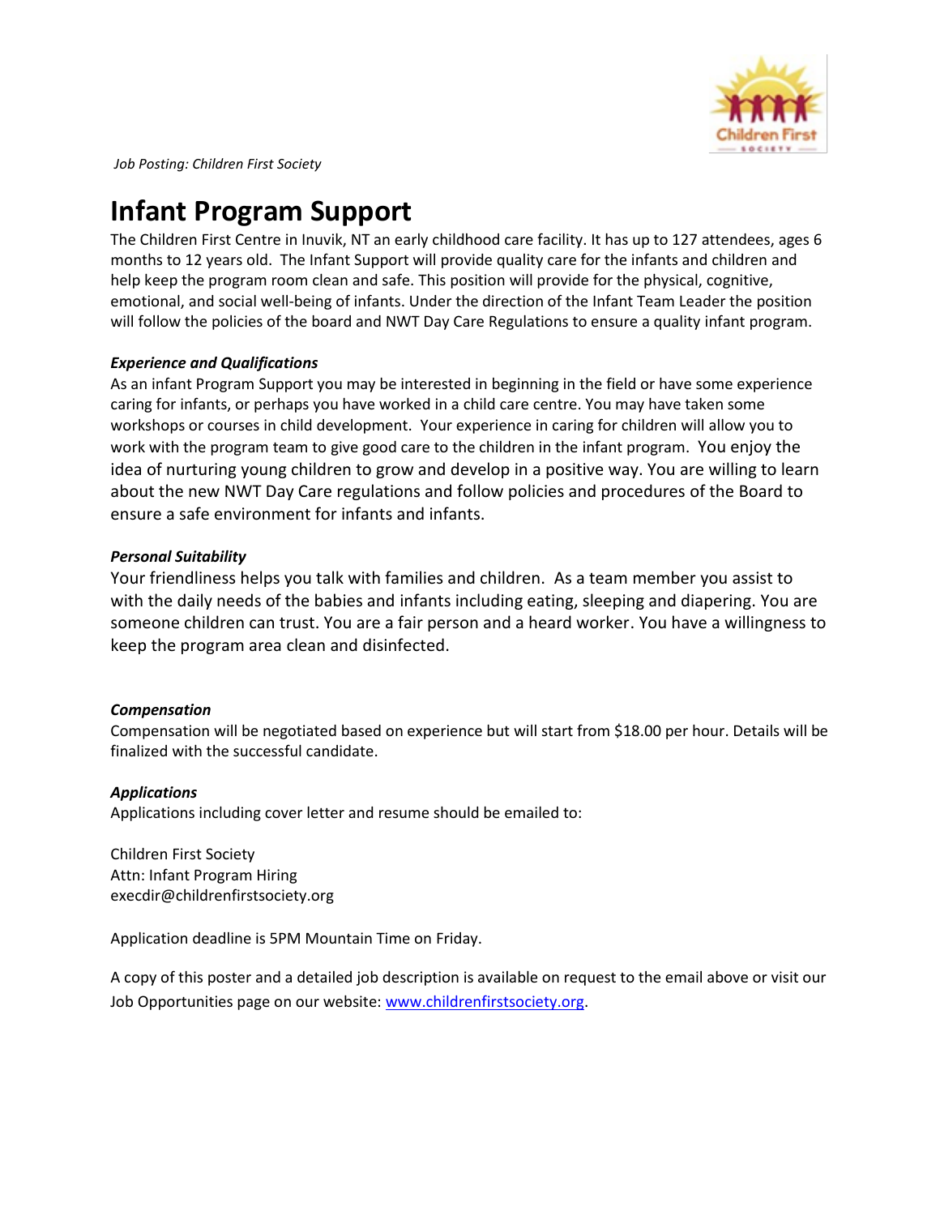*Job Posting: Children First Society*

# Infant Program Support

The Children First Centre in Inuvik, NT an early childhood care facility. It has up to 127 attendees, ages 6 months to 12 years old. The Infant Support will provide quality care for the infants and children and help keep the program room clean and safe. This position will provide for the physical, cognitive, emotional, and social well-being of infants. Under the direction of the Infant Team Leader the position will follow the policies of the board and NWT Day Care Regulations to ensure a quality infant program.

### *Experience and Qualifications*

As an infant Program Support you may be interested in beginning in the field or have some experience caring for infants, or perhaps you have worked in a child care centre. You may have taken some workshops or courses in child development. Your experience in caring for children will allow you to work with the program team to give good care to the children in the infant program. You enjoy the idea of nurturing young children to grow and develop in a positive way. You are willing to learn about the new NWT Day Care regulations and follow policies and procedures of the Board to ensure a safe environment for infants and infants.

### *Personal Suitability*

Your friendliness helps you talk with families and children. As a team member you assist to with the daily needs of the babies and infants including eating, sleeping and diapering. You are someone children can trust. You are a fair person and a heard worker. You have a willingness to keep the program area clean and disinfected.

### *Compensation*

Compensation will be negotiated based on experience but will start from $18.00 per hour. Details will be finalized with the successful candidate.

### *Applications*

Applications including cover letter and resume should be emailed to:

Children First Society
Attn: Infant Program Hiring
execdir@childrenfirstsociety.org

Application deadline is 5PM Mountain Time on Friday.

A copy of this poster and a detailed job description is available on request to the email above or visit our Job Opportunities page on our website: [www.childrenfirstsociety.org](http://www.childrenfirstsociety.org).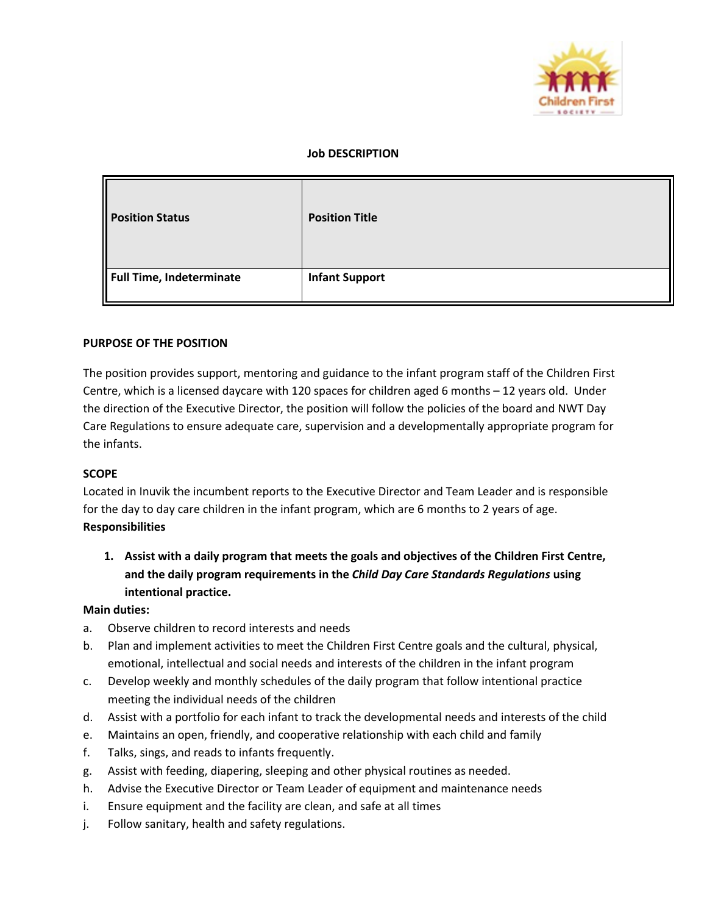**Job DESCRIPTION**

| Position Status | Position Title |
| --- | --- |
| Full Time, Indeterminate | Infant Support |

**PURPOSE OF THE POSITION**

The position provides support, mentoring and guidance to the infant program staff of the Children First Centre, which is a licensed daycare with 120 spaces for children aged 6 months – 12 years old. Under the direction of the Executive Director, the position will follow the policies of the board and NWT Day Care Regulations to ensure adequate care, supervision and a developmentally appropriate program for the infants.

**SCOPE**

Located in Inuvik the incumbent reports to the Executive Director and Team Leader and is responsible for the day to day care children in the infant program, which are 6 months to 2 years of age.

**Responsibilities**

1. **Assist with a daily program that meets the goals and objectives of the Children First Centre, and the daily program requirements in the *Child Day Care Standards Regulations* using intentional practice.**

**Main duties:**

a. Observe children to record interests and needs
b. Plan and implement activities to meet the Children First Centre goals and the cultural, physical, emotional, intellectual and social needs and interests of the children in the infant program
c. Develop weekly and monthly schedules of the daily program that follow intentional practice meeting the individual needs of the children
d. Assist with a portfolio for each infant to track the developmental needs and interests of the child
e. Maintains an open, friendly, and cooperative relationship with each child and family
f. Talks, sings, and reads to infants frequently.
g. Assist with feeding, diapering, sleeping and other physical routines as needed.
h. Advise the Executive Director or Team Leader of equipment and maintenance needs
i. Ensure equipment and the facility are clean, and safe at all times
j. Follow sanitary, health and safety regulations.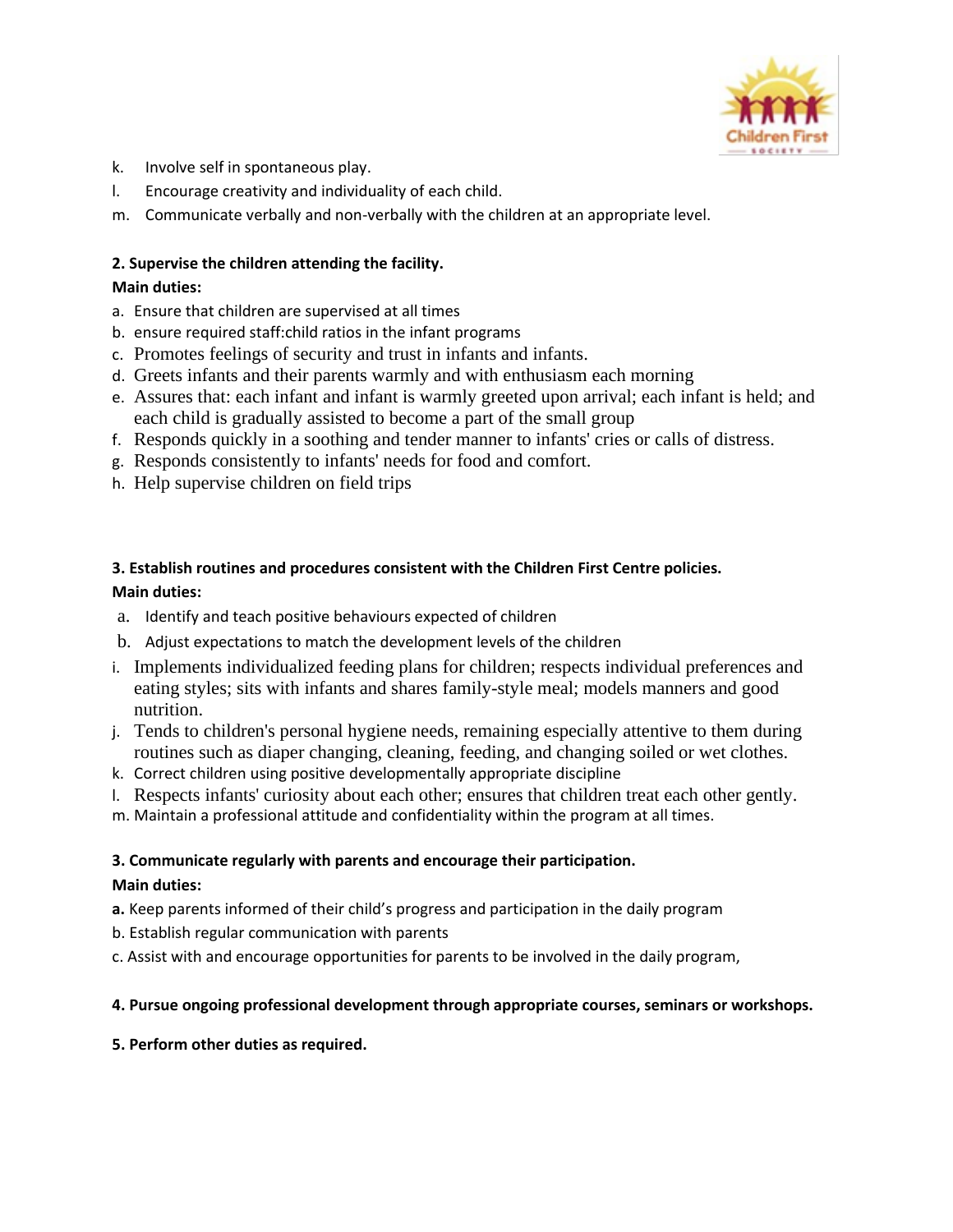k. Involve self in spontaneous play.
l. Encourage creativity and individuality of each child.
m. Communicate verbally and non-verbally with the children at an appropriate level.

**2. Supervise the children attending the facility.**

**Main duties:**

a. Ensure that children are supervised at all times
b. ensure required staff:child ratios in the infant programs
c. Promotes feelings of security and trust in infants and infants.
d. Greets infants and their parents warmly and with enthusiasm each morning
e. Assures that: each infant and infant is warmly greeted upon arrival; each infant is held; and each child is gradually assisted to become a part of the small group
f. Responds quickly in a soothing and tender manner to infants' cries or calls of distress.
g. Responds consistently to infants' needs for food and comfort.
h. Help supervise children on field trips

**3. Establish routines and procedures consistent with the Children First Centre policies.**

**Main duties:**

a. Identify and teach positive behaviours expected of children
b. Adjust expectations to match the development levels of the children
i. Implements individualized feeding plans for children; respects individual preferences and eating styles; sits with infants and shares family-style meal; models manners and good nutrition.
j. Tends to children's personal hygiene needs, remaining especially attentive to them during routines such as diaper changing, cleaning, feeding, and changing soiled or wet clothes.
k. Correct children using positive developmentally appropriate discipline
l. Respects infants' curiosity about each other; ensures that children treat each other gently.
m. Maintain a professional attitude and confidentiality within the program at all times.

**3. Communicate regularly with parents and encourage their participation.**

**Main duties:**

**a.** Keep parents informed of their child's progress and participation in the daily program
b. Establish regular communication with parents
c. Assist with and encourage opportunities for parents to be involved in the daily program,

**4. Pursue ongoing professional development through appropriate courses, seminars or workshops.**

**5. Perform other duties as required.**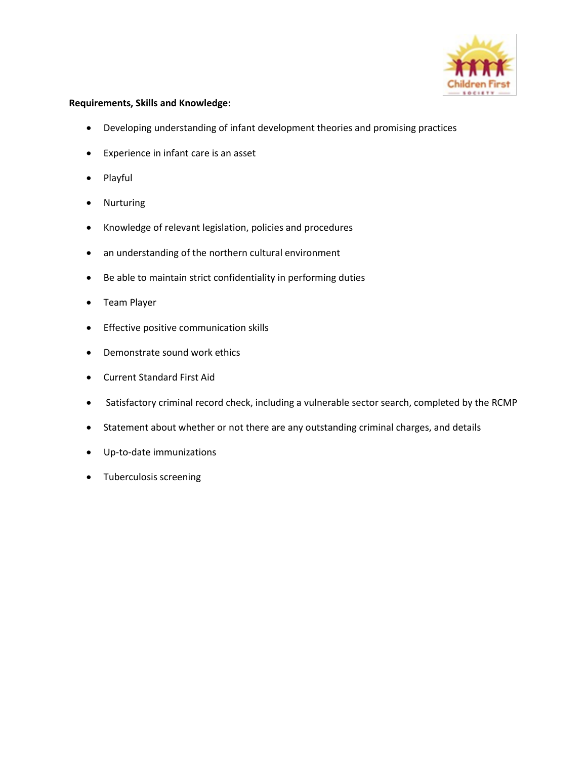**Requirements, Skills and Knowledge:**

- Developing understanding of infant development theories and promising practices
- Experience in infant care is an asset
- Playful
- Nurturing
- Knowledge of relevant legislation, policies and procedures
- an understanding of the northern cultural environment
- Be able to maintain strict confidentiality in performing duties
- Team Player
- Effective positive communication skills
- Demonstrate sound work ethics
- Current Standard First Aid
- Satisfactory criminal record check, including a vulnerable sector search, completed by the RCMP
- Statement about whether or not there are any outstanding criminal charges, and details
- Up-to-date immunizations
- Tuberculosis screening